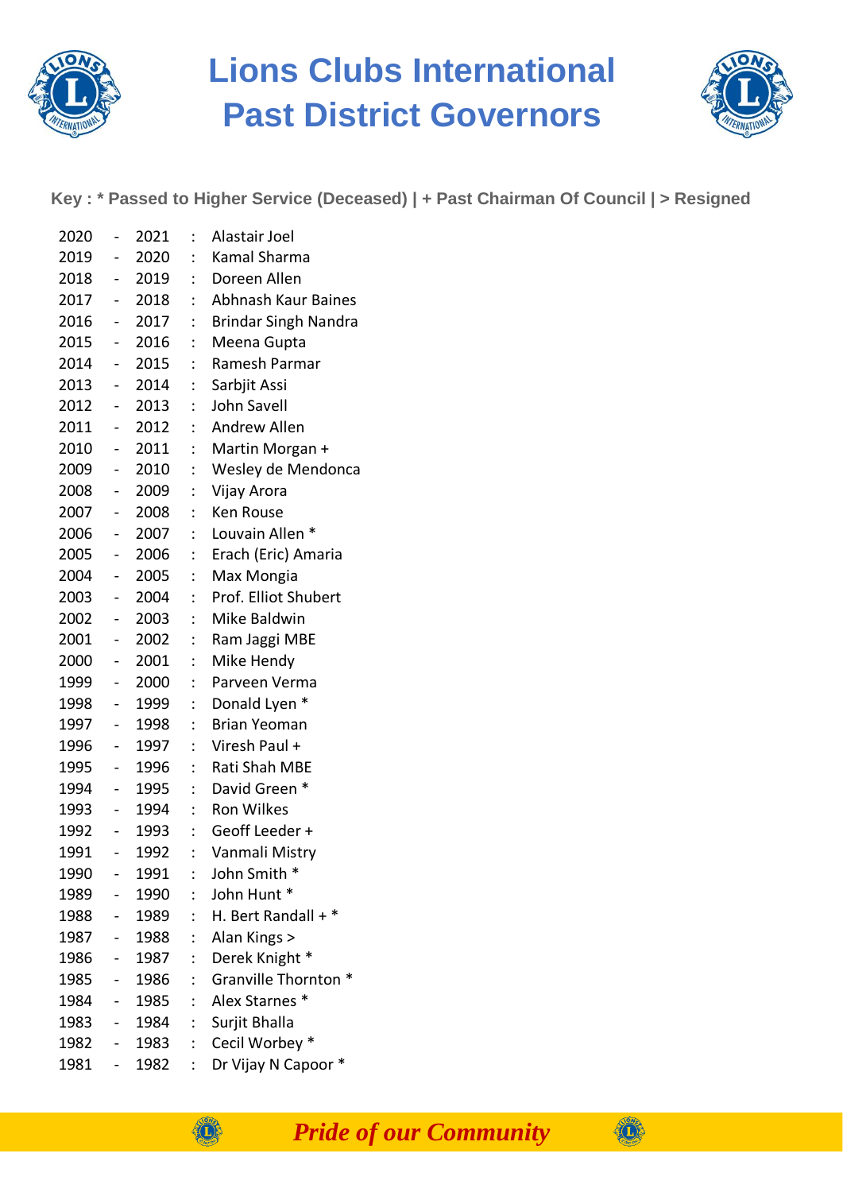# Lions Clubs International
# Past District Governors

**Key : * Passed to Higher Service (Deceased) | + Past Chairman Of Council | > Resigned**

| | | | | |
|---|---|---|---|---|
| 2020 | - | 2021 | : | Alastair Joel |
| 2019 | - | 2020 | : | Kamal Sharma |
| 2018 | - | 2019 | : | Doreen Allen |
| 2017 | - | 2018 | : | Abhnash Kaur Baines |
| 2016 | - | 2017 | : | Brindar Singh Nandra |
| 2015 | - | 2016 | : | Meena Gupta |
| 2014 | - | 2015 | : | Ramesh Parmar |
| 2013 | - | 2014 | : | Sarbjit Assi |
| 2012 | - | 2013 | : | John Savell |
| 2011 | - | 2012 | : | Andrew Allen |
| 2010 | - | 2011 | : | Martin Morgan + |
| 2009 | - | 2010 | : | Wesley de Mendonca |
| 2008 | - | 2009 | : | Vijay Arora |
| 2007 | - | 2008 | : | Ken Rouse |
| 2006 | - | 2007 | : | Louvain Allen * |
| 2005 | - | 2006 | : | Erach (Eric) Amaria |
| 2004 | - | 2005 | : | Max Mongia |
| 2003 | - | 2004 | : | Prof. Elliot Shubert |
| 2002 | - | 2003 | : | Mike Baldwin |
| 2001 | - | 2002 | : | Ram Jaggi MBE |
| 2000 | - | 2001 | : | Mike Hendy |
| 1999 | - | 2000 | : | Parveen Verma |
| 1998 | - | 1999 | : | Donald Lyen * |
| 1997 | - | 1998 | : | Brian Yeoman |
| 1996 | - | 1997 | : | Viresh Paul + |
| 1995 | - | 1996 | : | Rati Shah MBE |
| 1994 | - | 1995 | : | David Green * |
| 1993 | - | 1994 | : | Ron Wilkes |
| 1992 | - | 1993 | : | Geoff Leeder + |
| 1991 | - | 1992 | : | Vanmali Mistry |
| 1990 | - | 1991 | : | John Smith * |
| 1989 | - | 1990 | : | John Hunt * |
| 1988 | - | 1989 | : | H. Bert Randall + * |
| 1987 | - | 1988 | : | Alan Kings > |
| 1986 | - | 1987 | : | Derek Knight * |
| 1985 | - | 1986 | : | Granville Thornton * |
| 1984 | - | 1985 | : | Alex Starnes * |
| 1983 | - | 1984 | : | Surjit Bhalla |
| 1982 | - | 1983 | : | Cecil Worbey * |
| 1981 | - | 1982 | : | Dr Vijay N Capoor * |

*Pride of our Community*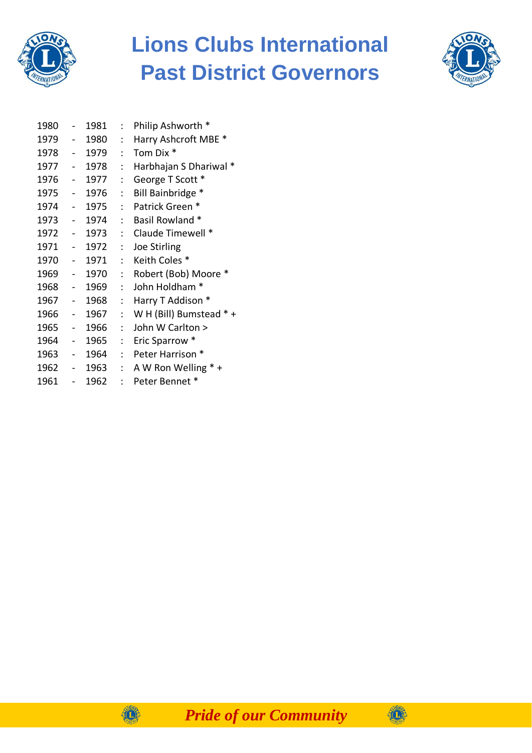# Lions Clubs International
# Past District Governors

| | | | | |
|---|---|---|---|---|
| 1980 | - | 1981 | : | Philip Ashworth * |
| 1979 | - | 1980 | : | Harry Ashcroft MBE * |
| 1978 | - | 1979 | : | Tom Dix * |
| 1977 | - | 1978 | : | Harbhajan S Dhariwal * |
| 1976 | - | 1977 | : | George T Scott * |
| 1975 | - | 1976 | : | Bill Bainbridge * |
| 1974 | - | 1975 | : | Patrick Green * |
| 1973 | - | 1974 | : | Basil Rowland * |
| 1972 | - | 1973 | : | Claude Timewell * |
| 1971 | - | 1972 | : | Joe Stirling |
| 1970 | - | 1971 | : | Keith Coles * |
| 1969 | - | 1970 | : | Robert (Bob) Moore * |
| 1968 | - | 1969 | : | John Holdham * |
| 1967 | - | 1968 | : | Harry T Addison * |
| 1966 | - | 1967 | : | W H (Bill) Bumstead * + |
| 1965 | - | 1966 | : | John W Carlton > |
| 1964 | - | 1965 | : | Eric Sparrow * |
| 1963 | - | 1964 | : | Peter Harrison * |
| 1962 | - | 1963 | : | A W Ron Welling * + |
| 1961 | - | 1962 | : | Peter Bennet * |

*Pride of our Community*